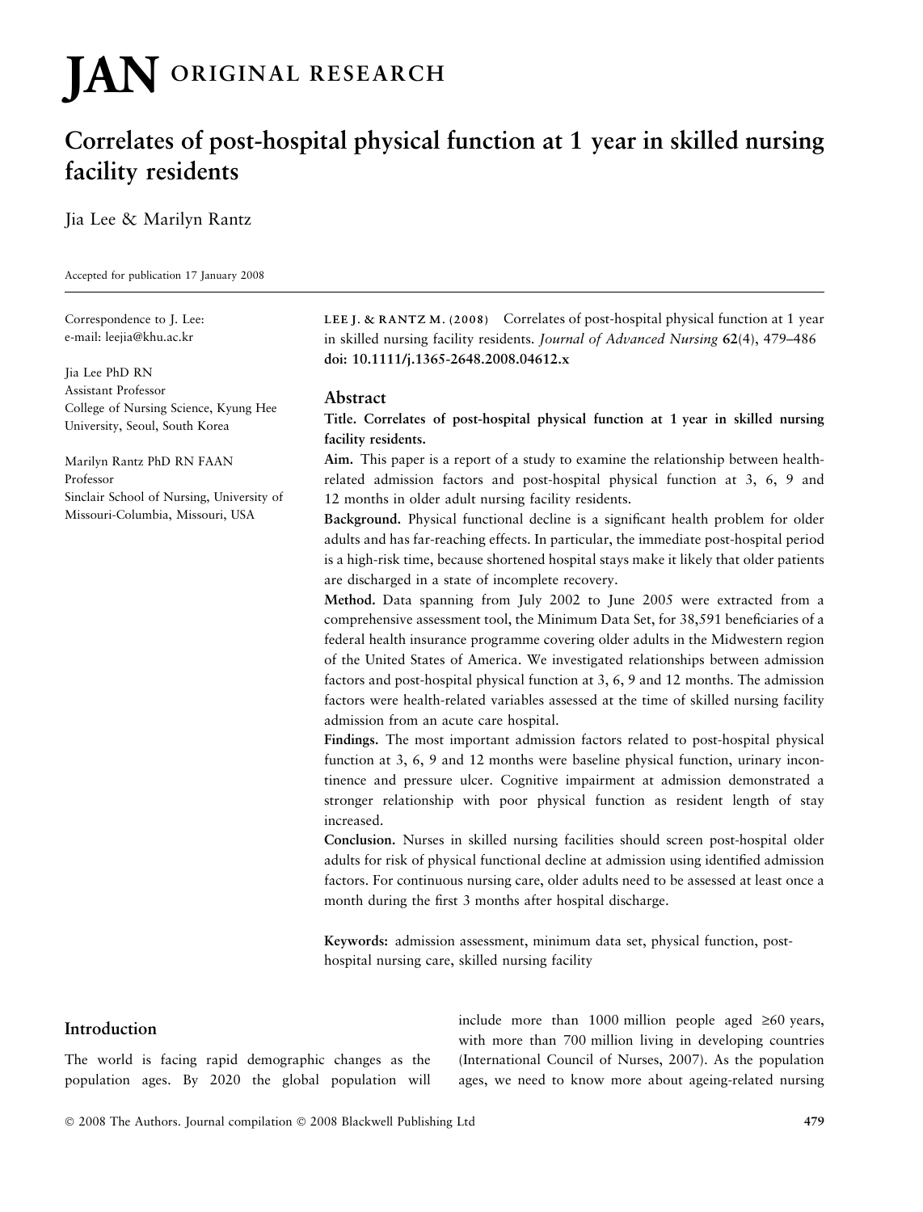JAN ORIGINAL RESEARCH

# Correlates of post-hospital physical function at 1 year in skilled nursing facility residents

Jia Lee & Marilyn Rantz

Accepted for publication 17 January 2008

Correspondence to J. Lee:
e-mail: leejia@khu.ac.kr

Jia Lee PhD RN
Assistant Professor
College of Nursing Science, Kyung Hee University, Seoul, South Korea

Marilyn Rantz PhD RN FAAN
Professor
Sinclair School of Nursing, University of Missouri-Columbia, Missouri, USA

LEE J. & RANTZ M. (2008) Correlates of post-hospital physical function at 1 year in skilled nursing facility residents. *Journal of Advanced Nursing* **62**(4), 479–486
**doi: 10.1111/j.1365-2648.2008.04612.x**

## Abstract

**Title. Correlates of post-hospital physical function at 1 year in skilled nursing facility residents.**

**Aim.** This paper is a report of a study to examine the relationship between health-related admission factors and post-hospital physical function at 3, 6, 9 and 12 months in older adult nursing facility residents.

**Background.** Physical functional decline is a significant health problem for older adults and has far-reaching effects. In particular, the immediate post-hospital period is a high-risk time, because shortened hospital stays make it likely that older patients are discharged in a state of incomplete recovery.

**Method.** Data spanning from July 2002 to June 2005 were extracted from a comprehensive assessment tool, the Minimum Data Set, for 38,591 beneficiaries of a federal health insurance programme covering older adults in the Midwestern region of the United States of America. We investigated relationships between admission factors and post-hospital physical function at 3, 6, 9 and 12 months. The admission factors were health-related variables assessed at the time of skilled nursing facility admission from an acute care hospital.

**Findings.** The most important admission factors related to post-hospital physical function at 3, 6, 9 and 12 months were baseline physical function, urinary incontinence and pressure ulcer. Cognitive impairment at admission demonstrated a stronger relationship with poor physical function as resident length of stay increased.

**Conclusion.** Nurses in skilled nursing facilities should screen post-hospital older adults for risk of physical functional decline at admission using identified admission factors. For continuous nursing care, older adults need to be assessed at least once a month during the first 3 months after hospital discharge.

**Keywords:** admission assessment, minimum data set, physical function, post-hospital nursing care, skilled nursing facility

## Introduction

The world is facing rapid demographic changes as the population ages. By 2020 the global population will include more than 1000 million people aged ≥60 years, with more than 700 million living in developing countries (International Council of Nurses, 2007). As the population ages, we need to know more about ageing-related nursing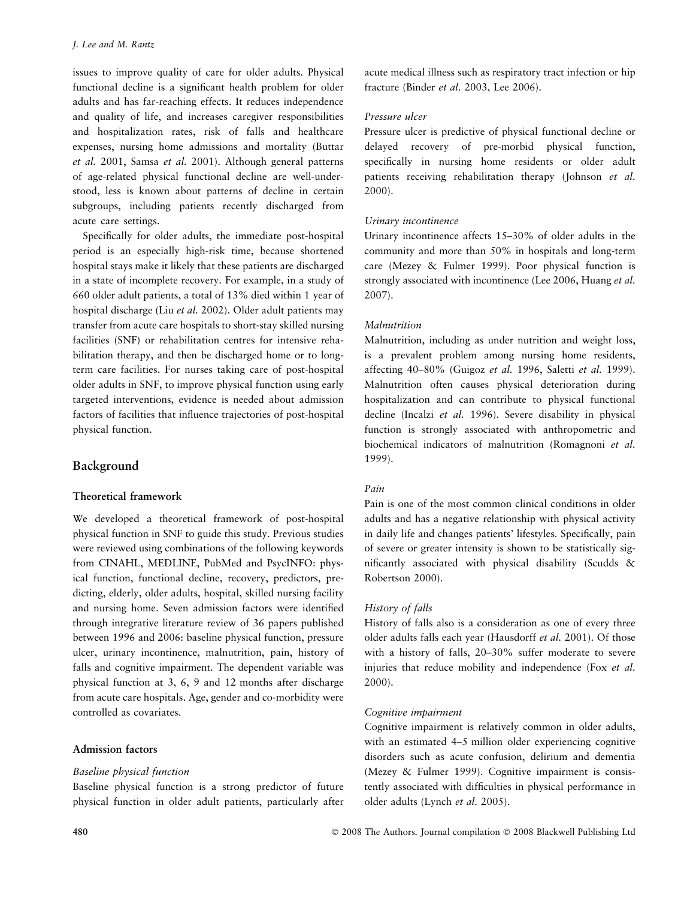issues to improve quality of care for older adults. Physical functional decline is a significant health problem for older adults and has far-reaching effects. It reduces independence and quality of life, and increases caregiver responsibilities and hospitalization rates, risk of falls and healthcare expenses, nursing home admissions and mortality (Buttar *et al.* 2001, Samsa *et al.* 2001). Although general patterns of age-related physical functional decline are well-understood, less is known about patterns of decline in certain subgroups, including patients recently discharged from acute care settings.

Specifically for older adults, the immediate post-hospital period is an especially high-risk time, because shortened hospital stays make it likely that these patients are discharged in a state of incomplete recovery. For example, in a study of 660 older adult patients, a total of 13% died within 1 year of hospital discharge (Liu *et al.* 2002). Older adult patients may transfer from acute care hospitals to short-stay skilled nursing facilities (SNF) or rehabilitation centres for intensive rehabilitation therapy, and then be discharged home or to long-term care facilities. For nurses taking care of post-hospital older adults in SNF, to improve physical function using early targeted interventions, evidence is needed about admission factors of facilities that influence trajectories of post-hospital physical function.

## Background

### Theoretical framework

We developed a theoretical framework of post-hospital physical function in SNF to guide this study. Previous studies were reviewed using combinations of the following keywords from CINAHL, MEDLINE, PubMed and PsycINFO: physical function, functional decline, recovery, predictors, predicting, elderly, older adults, hospital, skilled nursing facility and nursing home. Seven admission factors were identified through integrative literature review of 36 papers published between 1996 and 2006: baseline physical function, pressure ulcer, urinary incontinence, malnutrition, pain, history of falls and cognitive impairment. The dependent variable was physical function at 3, 6, 9 and 12 months after discharge from acute care hospitals. Age, gender and co-morbidity were controlled as covariates.

### Admission factors

#### *Baseline physical function*

Baseline physical function is a strong predictor of future physical function in older adult patients, particularly after acute medical illness such as respiratory tract infection or hip fracture (Binder *et al.* 2003, Lee 2006).

#### *Pressure ulcer*

Pressure ulcer is predictive of physical functional decline or delayed recovery of pre-morbid physical function, specifically in nursing home residents or older adult patients receiving rehabilitation therapy (Johnson *et al.* 2000).

#### *Urinary incontinence*

Urinary incontinence affects 15–30% of older adults in the community and more than 50% in hospitals and long-term care (Mezey & Fulmer 1999). Poor physical function is strongly associated with incontinence (Lee 2006, Huang *et al.* 2007).

#### *Malnutrition*

Malnutrition, including as under nutrition and weight loss, is a prevalent problem among nursing home residents, affecting 40–80% (Guigoz *et al.* 1996, Saletti *et al.* 1999). Malnutrition often causes physical deterioration during hospitalization and can contribute to physical functional decline (Incalzi *et al.* 1996). Severe disability in physical function is strongly associated with anthropometric and biochemical indicators of malnutrition (Romagnoni *et al.* 1999).

#### *Pain*

Pain is one of the most common clinical conditions in older adults and has a negative relationship with physical activity in daily life and changes patients' lifestyles. Specifically, pain of severe or greater intensity is shown to be statistically significantly associated with physical disability (Scudds & Robertson 2000).

#### *History of falls*

History of falls also is a consideration as one of every three older adults falls each year (Hausdorff *et al.* 2001). Of those with a history of falls, 20–30% suffer moderate to severe injuries that reduce mobility and independence (Fox *et al.* 2000).

#### *Cognitive impairment*

Cognitive impairment is relatively common in older adults, with an estimated 4–5 million older experiencing cognitive disorders such as acute confusion, delirium and dementia (Mezey & Fulmer 1999). Cognitive impairment is consistently associated with difficulties in physical performance in older adults (Lynch *et al.* 2005).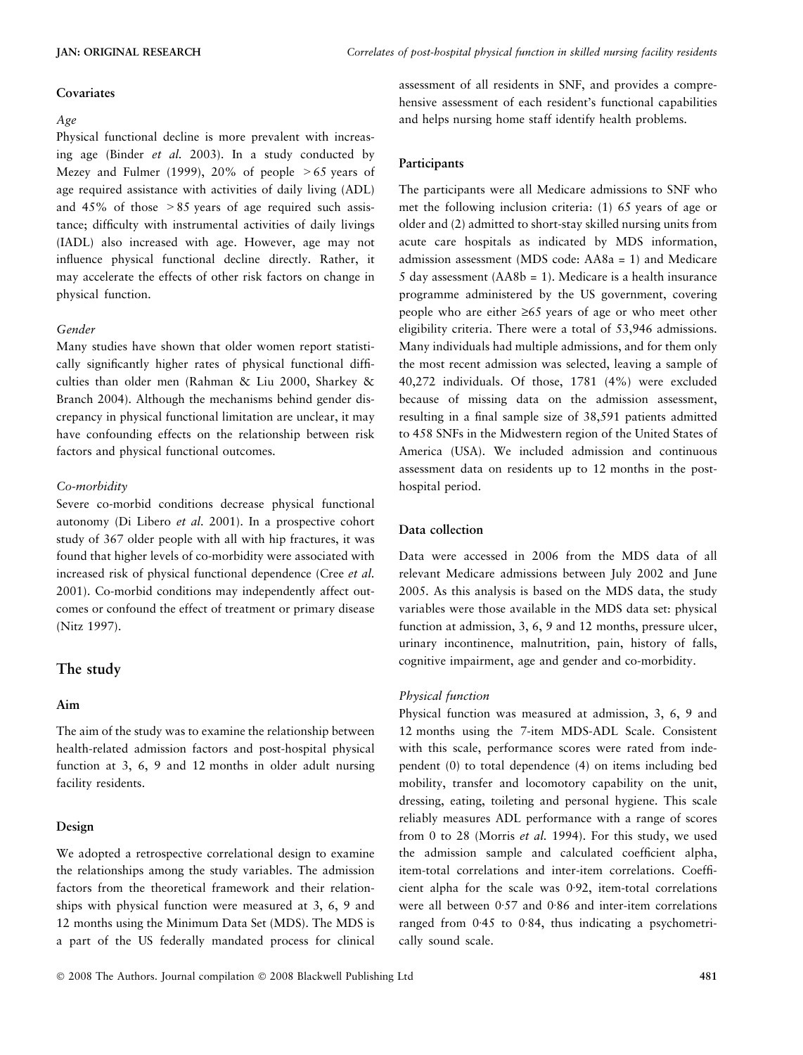### Covariates

#### Age

Physical functional decline is more prevalent with increasing age (Binder *et al.* 2003). In a study conducted by Mezey and Fulmer (1999), 20% of people >65 years of age required assistance with activities of daily living (ADL) and 45% of those >85 years of age required such assistance; difficulty with instrumental activities of daily livings (IADL) also increased with age. However, age may not influence physical functional decline directly. Rather, it may accelerate the effects of other risk factors on change in physical function.

#### Gender

Many studies have shown that older women report statistically significantly higher rates of physical functional difficulties than older men (Rahman & Liu 2000, Sharkey & Branch 2004). Although the mechanisms behind gender discrepancy in physical functional limitation are unclear, it may have confounding effects on the relationship between risk factors and physical functional outcomes.

#### Co-morbidity

Severe co-morbid conditions decrease physical functional autonomy (Di Libero *et al.* 2001). In a prospective cohort study of 367 older people with all with hip fractures, it was found that higher levels of co-morbidity were associated with increased risk of physical functional dependence (Cree *et al.* 2001). Co-morbid conditions may independently affect outcomes or confound the effect of treatment or primary disease (Nitz 1997).

## The study

### Aim

The aim of the study was to examine the relationship between health-related admission factors and post-hospital physical function at 3, 6, 9 and 12 months in older adult nursing facility residents.

### Design

We adopted a retrospective correlational design to examine the relationships among the study variables. The admission factors from the theoretical framework and their relationships with physical function were measured at 3, 6, 9 and 12 months using the Minimum Data Set (MDS). The MDS is a part of the US federally mandated process for clinical assessment of all residents in SNF, and provides a comprehensive assessment of each resident's functional capabilities and helps nursing home staff identify health problems.

### Participants

The participants were all Medicare admissions to SNF who met the following inclusion criteria: (1) 65 years of age or older and (2) admitted to short-stay skilled nursing units from acute care hospitals as indicated by MDS information, admission assessment (MDS code: AA8a = 1) and Medicare 5 day assessment (AA8b = 1). Medicare is a health insurance programme administered by the US government, covering people who are either ≥65 years of age or who meet other eligibility criteria. There were a total of 53,946 admissions. Many individuals had multiple admissions, and for them only the most recent admission was selected, leaving a sample of 40,272 individuals. Of those, 1781 (4%) were excluded because of missing data on the admission assessment, resulting in a final sample size of 38,591 patients admitted to 458 SNFs in the Midwestern region of the United States of America (USA). We included admission and continuous assessment data on residents up to 12 months in the post-hospital period.

### Data collection

Data were accessed in 2006 from the MDS data of all relevant Medicare admissions between July 2002 and June 2005. As this analysis is based on the MDS data, the study variables were those available in the MDS data set: physical function at admission, 3, 6, 9 and 12 months, pressure ulcer, urinary incontinence, malnutrition, pain, history of falls, cognitive impairment, age and gender and co-morbidity.

#### Physical function

Physical function was measured at admission, 3, 6, 9 and 12 months using the 7-item MDS-ADL Scale. Consistent with this scale, performance scores were rated from independent (0) to total dependence (4) on items including bed mobility, transfer and locomotory capability on the unit, dressing, eating, toileting and personal hygiene. This scale reliably measures ADL performance with a range of scores from 0 to 28 (Morris *et al.* 1994). For this study, we used the admission sample and calculated coefficient alpha, item-total correlations and inter-item correlations. Coefficient alpha for the scale was 0·92, item-total correlations were all between 0·57 and 0·86 and inter-item correlations ranged from 0·45 to 0·84, thus indicating a psychometrically sound scale.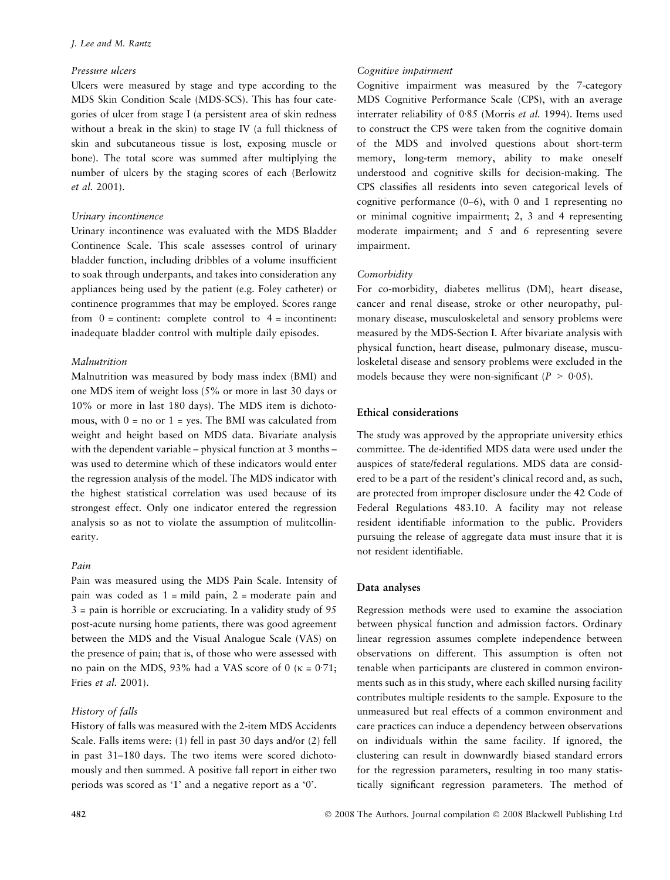*Pressure ulcers*

Ulcers were measured by stage and type according to the MDS Skin Condition Scale (MDS-SCS). This has four categories of ulcer from stage I (a persistent area of skin redness without a break in the skin) to stage IV (a full thickness of skin and subcutaneous tissue is lost, exposing muscle or bone). The total score was summed after multiplying the number of ulcers by the staging scores of each (Berlowitz *et al.* 2001).

*Urinary incontinence*

Urinary incontinence was evaluated with the MDS Bladder Continence Scale. This scale assesses control of urinary bladder function, including dribbles of a volume insufficient to soak through underpants, and takes into consideration any appliances being used by the patient (e.g. Foley catheter) or continence programmes that may be employed. Scores range from 0 = continent: complete control to 4 = incontinent: inadequate bladder control with multiple daily episodes.

*Malnutrition*

Malnutrition was measured by body mass index (BMI) and one MDS item of weight loss (5% or more in last 30 days or 10% or more in last 180 days). The MDS item is dichotomous, with 0 = no or 1 = yes. The BMI was calculated from weight and height based on MDS data. Bivariate analysis with the dependent variable – physical function at 3 months – was used to determine which of these indicators would enter the regression analysis of the model. The MDS indicator with the highest statistical correlation was used because of its strongest effect. Only one indicator entered the regression analysis so as not to violate the assumption of mulitcollinearity.

*Pain*

Pain was measured using the MDS Pain Scale. Intensity of pain was coded as 1 = mild pain, 2 = moderate pain and 3 = pain is horrible or excruciating. In a validity study of 95 post-acute nursing home patients, there was good agreement between the MDS and the Visual Analogue Scale (VAS) on the presence of pain; that is, of those who were assessed with no pain on the MDS, 93% had a VAS score of 0 ($\kappa = 0{\cdot}71$; Fries *et al.* 2001).

*History of falls*

History of falls was measured with the 2-item MDS Accidents Scale. Falls items were: (1) fell in past 30 days and/or (2) fell in past 31–180 days. The two items were scored dichotomously and then summed. A positive fall report in either two periods was scored as '1' and a negative report as a '0'.

*Cognitive impairment*

Cognitive impairment was measured by the 7-category MDS Cognitive Performance Scale (CPS), with an average interrater reliability of 0·85 (Morris *et al.* 1994). Items used to construct the CPS were taken from the cognitive domain of the MDS and involved questions about short-term memory, long-term memory, ability to make oneself understood and cognitive skills for decision-making. The CPS classifies all residents into seven categorical levels of cognitive performance (0–6), with 0 and 1 representing no or minimal cognitive impairment; 2, 3 and 4 representing moderate impairment; and 5 and 6 representing severe impairment.

*Comorbidity*

For co-morbidity, diabetes mellitus (DM), heart disease, cancer and renal disease, stroke or other neuropathy, pulmonary disease, musculoskeletal and sensory problems were measured by the MDS-Section I. After bivariate analysis with physical function, heart disease, pulmonary disease, musculoskeletal disease and sensory problems were excluded in the models because they were non-significant ($P > 0{\cdot}05$).

### Ethical considerations

The study was approved by the appropriate university ethics committee. The de-identified MDS data were used under the auspices of state/federal regulations. MDS data are considered to be a part of the resident's clinical record and, as such, are protected from improper disclosure under the 42 Code of Federal Regulations 483.10. A facility may not release resident identifiable information to the public. Providers pursuing the release of aggregate data must insure that it is not resident identifiable.

### Data analyses

Regression methods were used to examine the association between physical function and admission factors. Ordinary linear regression assumes complete independence between observations on different. This assumption is often not tenable when participants are clustered in common environments such as in this study, where each skilled nursing facility contributes multiple residents to the sample. Exposure to the unmeasured but real effects of a common environment and care practices can induce a dependency between observations on individuals within the same facility. If ignored, the clustering can result in downwardly biased standard errors for the regression parameters, resulting in too many statistically significant regression parameters. The method of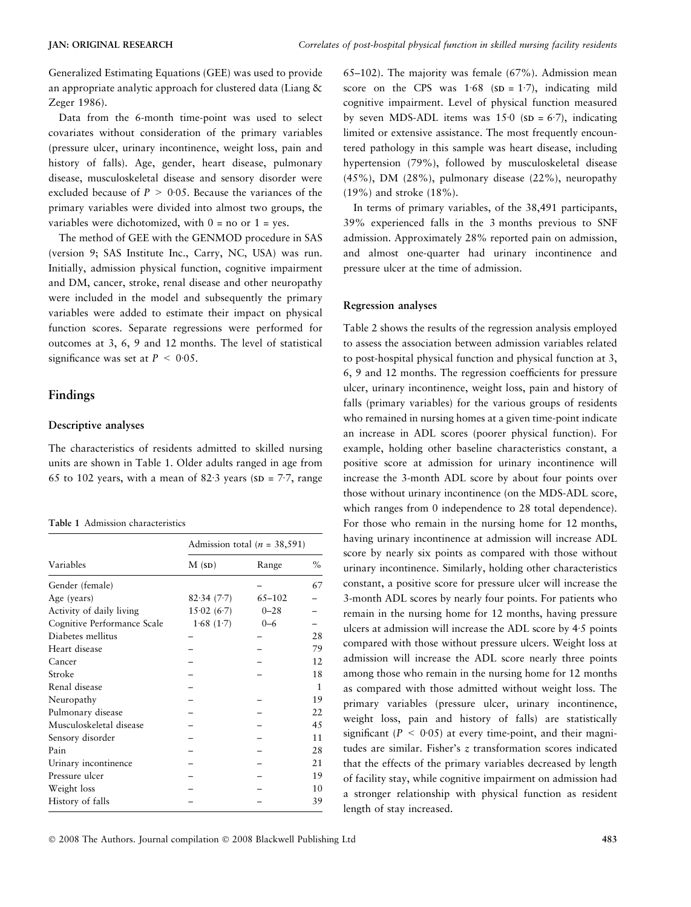Generalized Estimating Equations (GEE) was used to provide an appropriate analytic approach for clustered data (Liang & Zeger 1986).

Data from the 6-month time-point was used to select covariates without consideration of the primary variables (pressure ulcer, urinary incontinence, weight loss, pain and history of falls). Age, gender, heart disease, pulmonary disease, musculoskeletal disease and sensory disorder were excluded because of $P > 0{\cdot}05$. Because the variances of the primary variables were divided into almost two groups, the variables were dichotomized, with 0 = no or 1 = yes.

The method of GEE with the GENMOD procedure in SAS (version 9; SAS Institute Inc., Carry, NC, USA) was run. Initially, admission physical function, cognitive impairment and DM, cancer, stroke, renal disease and other neuropathy were included in the model and subsequently the primary variables were added to estimate their impact on physical function scores. Separate regressions were performed for outcomes at 3, 6, 9 and 12 months. The level of statistical significance was set at $P < 0{\cdot}05$.

## Findings

### Descriptive analyses

The characteristics of residents admitted to skilled nursing units are shown in Table 1. Older adults ranged in age from 65 to 102 years, with a mean of 82·3 years (SD = 7·7, range 65–102). The majority was female (67%). Admission mean score on the CPS was 1·68 (SD = 1·7), indicating mild cognitive impairment. Level of physical function measured by seven MDS-ADL items was 15·0 (SD = 6·7), indicating limited or extensive assistance. The most frequently encountered pathology in this sample was heart disease, including hypertension (79%), followed by musculoskeletal disease (45%), DM (28%), pulmonary disease (22%), neuropathy (19%) and stroke (18%).

In terms of primary variables, of the 38,491 participants, 39% experienced falls in the 3 months previous to SNF admission. Approximately 28% reported pain on admission, and almost one-quarter had urinary incontinence and pressure ulcer at the time of admission.

**Table 1** Admission characteristics

| Variables | Admission total ($n$ = 38,591) | | |
|---|---|---|---|
| | M (SD) | Range | % |
| Gender (female) | | – | 67 |
| Age (years) | 82·34 (7·7) | 65–102 | – |
| Activity of daily living | 15·02 (6·7) | 0–28 | – |
| Cognitive Performance Scale | 1·68 (1·7) | 0–6 | – |
| Diabetes mellitus | – | – | 28 |
| Heart disease | – | – | 79 |
| Cancer | – | – | 12 |
| Stroke | – | – | 18 |
| Renal disease | – | – | 1 |
| Neuropathy | – | – | 19 |
| Pulmonary disease | – | – | 22 |
| Musculoskeletal disease | – | – | 45 |
| Sensory disorder | – | – | 11 |
| Pain | – | – | 28 |
| Urinary incontinence | – | – | 21 |
| Pressure ulcer | – | – | 19 |
| Weight loss | – | – | 10 |
| History of falls | – | – | 39 |

### Regression analyses

Table 2 shows the results of the regression analysis employed to assess the association between admission variables related to post-hospital physical function and physical function at 3, 6, 9 and 12 months. The regression coefficients for pressure ulcer, urinary incontinence, weight loss, pain and history of falls (primary variables) for the various groups of residents who remained in nursing homes at a given time-point indicate an increase in ADL scores (poorer physical function). For example, holding other baseline characteristics constant, a positive score at admission for urinary incontinence will increase the 3-month ADL score by about four points over those without urinary incontinence (on the MDS-ADL score, which ranges from 0 independence to 28 total dependence). For those who remain in the nursing home for 12 months, having urinary incontinence at admission will increase ADL score by nearly six points as compared with those without urinary incontinence. Similarly, holding other characteristics constant, a positive score for pressure ulcer will increase the 3-month ADL scores by nearly four points. For patients who remain in the nursing home for 12 months, having pressure ulcers at admission will increase the ADL score by 4·5 points compared with those without pressure ulcers. Weight loss at admission will increase the ADL score nearly three points among those who remain in the nursing home for 12 months as compared with those admitted without weight loss. The primary variables (pressure ulcer, urinary incontinence, weight loss, pain and history of falls) are statistically significant ($P < 0{\cdot}05$) at every time-point, and their magnitudes are similar. Fisher's $z$ transformation scores indicated that the effects of the primary variables decreased by length of facility stay, while cognitive impairment on admission had a stronger relationship with physical function as resident length of stay increased.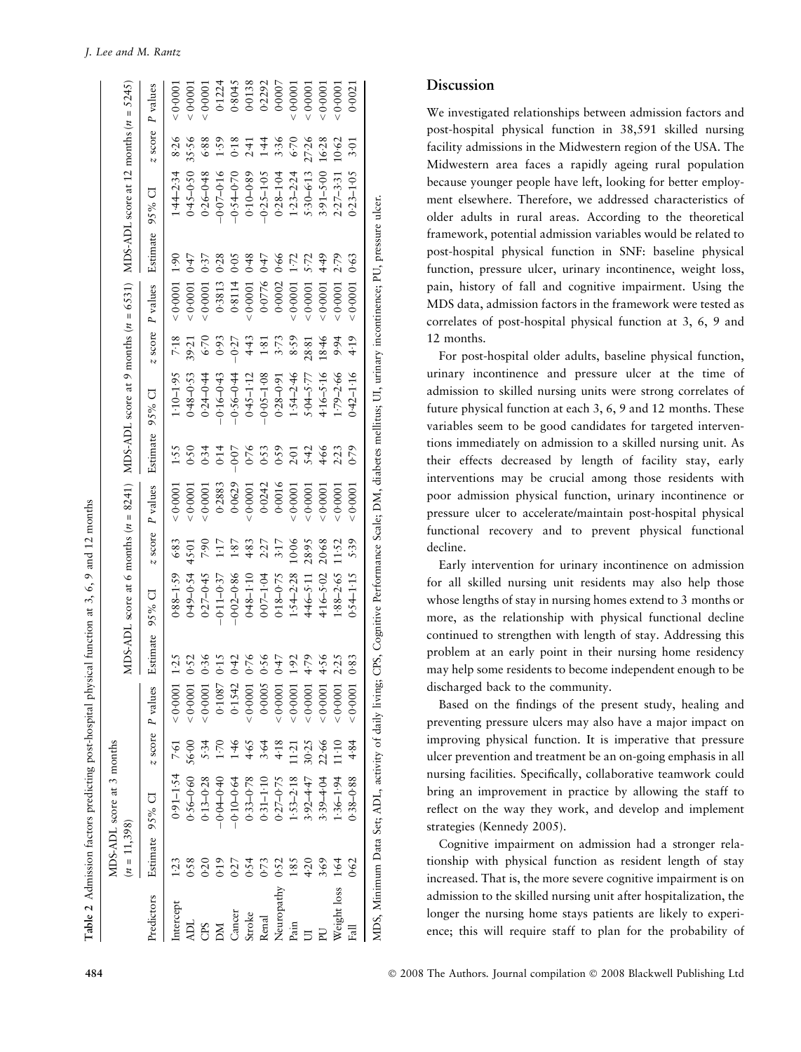**Table 2** Admission factors predicting post-hospital physical function at 3, 6, 9 and 12 months

| Predictors | MDS-ADL score at 3 months ($n$ = 11,398) | | | | MDS-ADL score at 6 months ($n$ = 8241) | | | | MDS-ADL score at 9 months ($n$ = 6531) | | | | MDS-ADL score at 12 months ($n$ = 5245) | | | |
|---|---|---|---|---|---|---|---|---|---|---|---|---|---|---|---|---|
| | Estimate | 95% CI | z score | P values | Estimate | 95% CI | z score | P values | Estimate | 95% CI | z score | P values | Estimate | 95% CI | z score | P values |
| Intercept | 1·23 | 0·91–1·54 | 7·61 | <0·0001 | 1·25 | 0·88–1·59 | 6·83 | <0·0001 | 1·55 | 1·10–1·95 | 7·18 | <0·0001 | 1·90 | 1·44–2·34 | 8·26 | <0·0001 |
| ADL | 0·58 | 0·56–0·60 | 56·00 | <0·0001 | 0·52 | 0·49–0·54 | 45·01 | <0·0001 | 0·50 | 0·48–0·53 | 39·21 | <0·0001 | 0·47 | 0·45–0·50 | 35·56 | <0·0001 |
| CPS | 0·20 | 0·13–0·28 | 5·34 | <0·0001 | 0·36 | 0·27–0·45 | 7·90 | <0·0001 | 0·34 | 0·24–0·44 | 6·70 | <0·0001 | 0·37 | 0·26–0·48 | 6·88 | <0·0001 |
| DM | 0·19 | −0·04–0·40 | 1·70 | 0·1087 | 0·15 | −0·11–0·37 | 1·17 | 0·2883 | 0·14 | −0·16–0·43 | 0·93 | 0·3813 | 0·28 | −0·07–0·16 | 1·59 | 0·1224 |
| Cancer | 0·27 | −0·10–0·64 | 1·46 | 0·1542 | 0·42 | −0·02–0·86 | 1·87 | 0·0629 | −0·07 | −0·56–0·44 | −0·27 | 0·8114 | 0·05 | −0·54–0·70 | 0·18 | 0·8045 |
| Stroke | 0·54 | 0·33–0·78 | 4·65 | <0·0001 | 0·76 | 0·48–1·10 | 4·83 | <0·0001 | 0·76 | 0·45–1·12 | 4·43 | <0·0001 | 0·48 | 0·10–0·89 | 2·41 | 0·0138 |
| Renal | 0·73 | 0·31–1·10 | 3·64 | 0·0005 | 0·56 | 0·07–1·04 | 2·27 | 0·0242 | 0·53 | −0·05–1·08 | 1·81 | 0·0776 | 0·47 | −0·25–1·05 | 1·44 | 0·2292 |
| Neuropathy | 0·52 | 0·27–0·75 | 4·18 | <0·0001 | 0·47 | 0·18–0·75 | 3·17 | 0·0016 | 0·59 | 0·28–0·91 | 3·73 | 0·0002 | 0·66 | 0·28–1·04 | 3·36 | 0·0007 |
| Pain | 1·85 | 1·53–2·18 | 11·21 | <0·0001 | 1·92 | 1·54–2·28 | 10·06 | <0·0001 | 2·01 | 1·54–2·46 | 8·59 | <0·0001 | 1·72 | 1·23–2·24 | 6·70 | <0·0001 |
| UI | 4·20 | 3·92–4·47 | 30·25 | <0·0001 | 4·79 | 4·46–5·11 | 28·95 | <0·0001 | 5·42 | 5·04–5·77 | 28·81 | <0·0001 | 5·72 | 5·30–6·13 | 27·26 | <0·0001 |
| PU | 3·69 | 3·39–4·04 | 22·66 | <0·0001 | 4·56 | 4·16–5·02 | 20·68 | <0·0001 | 4·66 | 4·16–5·16 | 18·46 | <0·0001 | 4·49 | 3·91–5·00 | 16·28 | <0·0001 |
| Weight loss | 1·64 | 1·36–1·94 | 11·10 | <0·0001 | 2·25 | 1·88–2·65 | 11·52 | <0·0001 | 2·23 | 1·79–2·66 | 9·94 | <0·0001 | 2·79 | 2·27–3·31 | 10·62 | <0·0001 |
| Fall | 0·62 | 0·38–0·88 | 4·84 | <0·0001 | 0·83 | 0·54–1·15 | 5·39 | <0·0001 | 0·79 | 0·42–1·16 | 4·19 | <0·0001 | 0·63 | 0·23–1·05 | 3·01 | 0·0021 |

MDS, Minimum Data Set; ADL, activity of daily living; CPS, Cognitive Performance Scale; DM, diabetes mellitus; UI, urinary incontinence; PU, pressure ulcer.

## Discussion

We investigated relationships between admission factors and post-hospital physical function in 38,591 skilled nursing facility admissions in the Midwestern region of the USA. The Midwestern area faces a rapidly ageing rural population because younger people have left, looking for better employment elsewhere. Therefore, we addressed characteristics of older adults in rural areas. According to the theoretical framework, potential admission variables would be related to post-hospital physical function in SNF: baseline physical function, pressure ulcer, urinary incontinence, weight loss, pain, history of fall and cognitive impairment. Using the MDS data, admission factors in the framework were tested as correlates of post-hospital physical function at 3, 6, 9 and 12 months.

For post-hospital older adults, baseline physical function, urinary incontinence and pressure ulcer at the time of admission to skilled nursing units were strong correlates of future physical function at each 3, 6, 9 and 12 months. These variables seem to be good candidates for targeted interventions immediately on admission to a skilled nursing unit. As their effects decreased by length of facility stay, early interventions may be crucial among those residents with poor admission physical function, urinary incontinence or pressure ulcer to accelerate/maintain post-hospital physical functional recovery and to prevent physical functional decline.

Early intervention for urinary incontinence on admission for all skilled nursing unit residents may also help those whose lengths of stay in nursing homes extend to 3 months or more, as the relationship with physical functional decline continued to strengthen with length of stay. Addressing this problem at an early point in their nursing home residency may help some residents to become independent enough to be discharged back to the community.

Based on the findings of the present study, healing and preventing pressure ulcers may also have a major impact on improving physical function. It is imperative that pressure ulcer prevention and treatment be an on-going emphasis in all nursing facilities. Specifically, collaborative teamwork could bring an improvement in practice by allowing the staff to reflect on the way they work, and develop and implement strategies (Kennedy 2005).

Cognitive impairment on admission had a stronger relationship with physical function as resident length of stay increased. That is, the more severe cognitive impairment is on admission to the skilled nursing unit after hospitalization, the longer the nursing home stays patients are likely to experience; this will require staff to plan for the probability of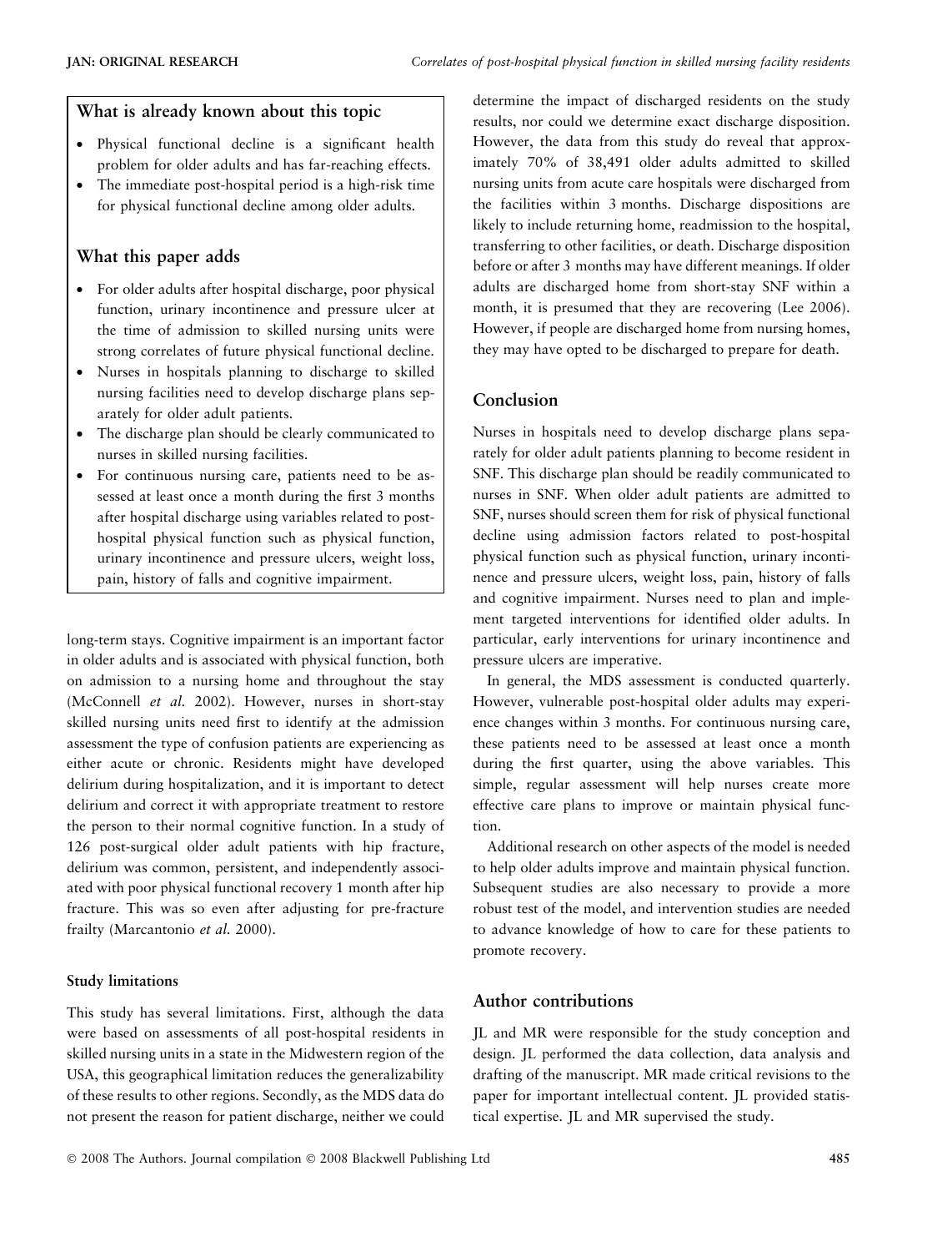## What is already known about this topic

- Physical functional decline is a significant health problem for older adults and has far-reaching effects.
- The immediate post-hospital period is a high-risk time for physical functional decline among older adults.

## What this paper adds

- For older adults after hospital discharge, poor physical function, urinary incontinence and pressure ulcer at the time of admission to skilled nursing units were strong correlates of future physical functional decline.
- Nurses in hospitals planning to discharge to skilled nursing facilities need to develop discharge plans separately for older adult patients.
- The discharge plan should be clearly communicated to nurses in skilled nursing facilities.
- For continuous nursing care, patients need to be assessed at least once a month during the first 3 months after hospital discharge using variables related to post-hospital physical function such as physical function, urinary incontinence and pressure ulcers, weight loss, pain, history of falls and cognitive impairment.

long-term stays. Cognitive impairment is an important factor in older adults and is associated with physical function, both on admission to a nursing home and throughout the stay (McConnell *et al.* 2002). However, nurses in short-stay skilled nursing units need first to identify at the admission assessment the type of confusion patients are experiencing as either acute or chronic. Residents might have developed delirium during hospitalization, and it is important to detect delirium and correct it with appropriate treatment to restore the person to their normal cognitive function. In a study of 126 post-surgical older adult patients with hip fracture, delirium was common, persistent, and independently associated with poor physical functional recovery 1 month after hip fracture. This was so even after adjusting for pre-fracture frailty (Marcantonio *et al.* 2000).

### Study limitations

This study has several limitations. First, although the data were based on assessments of all post-hospital residents in skilled nursing units in a state in the Midwestern region of the USA, this geographical limitation reduces the generalizability of these results to other regions. Secondly, as the MDS data do not present the reason for patient discharge, neither we could determine the impact of discharged residents on the study results, nor could we determine exact discharge disposition. However, the data from this study do reveal that approximately 70% of 38,491 older adults admitted to skilled nursing units from acute care hospitals were discharged from the facilities within 3 months. Discharge dispositions are likely to include returning home, readmission to the hospital, transferring to other facilities, or death. Discharge disposition before or after 3 months may have different meanings. If older adults are discharged home from short-stay SNF within a month, it is presumed that they are recovering (Lee 2006). However, if people are discharged home from nursing homes, they may have opted to be discharged to prepare for death.

## Conclusion

Nurses in hospitals need to develop discharge plans separately for older adult patients planning to become resident in SNF. This discharge plan should be readily communicated to nurses in SNF. When older adult patients are admitted to SNF, nurses should screen them for risk of physical functional decline using admission factors related to post-hospital physical function such as physical function, urinary incontinence and pressure ulcers, weight loss, pain, history of falls and cognitive impairment. Nurses need to plan and implement targeted interventions for identified older adults. In particular, early interventions for urinary incontinence and pressure ulcers are imperative.

In general, the MDS assessment is conducted quarterly. However, vulnerable post-hospital older adults may experience changes within 3 months. For continuous nursing care, these patients need to be assessed at least once a month during the first quarter, using the above variables. This simple, regular assessment will help nurses create more effective care plans to improve or maintain physical function.

Additional research on other aspects of the model is needed to help older adults improve and maintain physical function. Subsequent studies are also necessary to provide a more robust test of the model, and intervention studies are needed to advance knowledge of how to care for these patients to promote recovery.

## Author contributions

JL and MR were responsible for the study conception and design. JL performed the data collection, data analysis and drafting of the manuscript. MR made critical revisions to the paper for important intellectual content. JL provided statistical expertise. JL and MR supervised the study.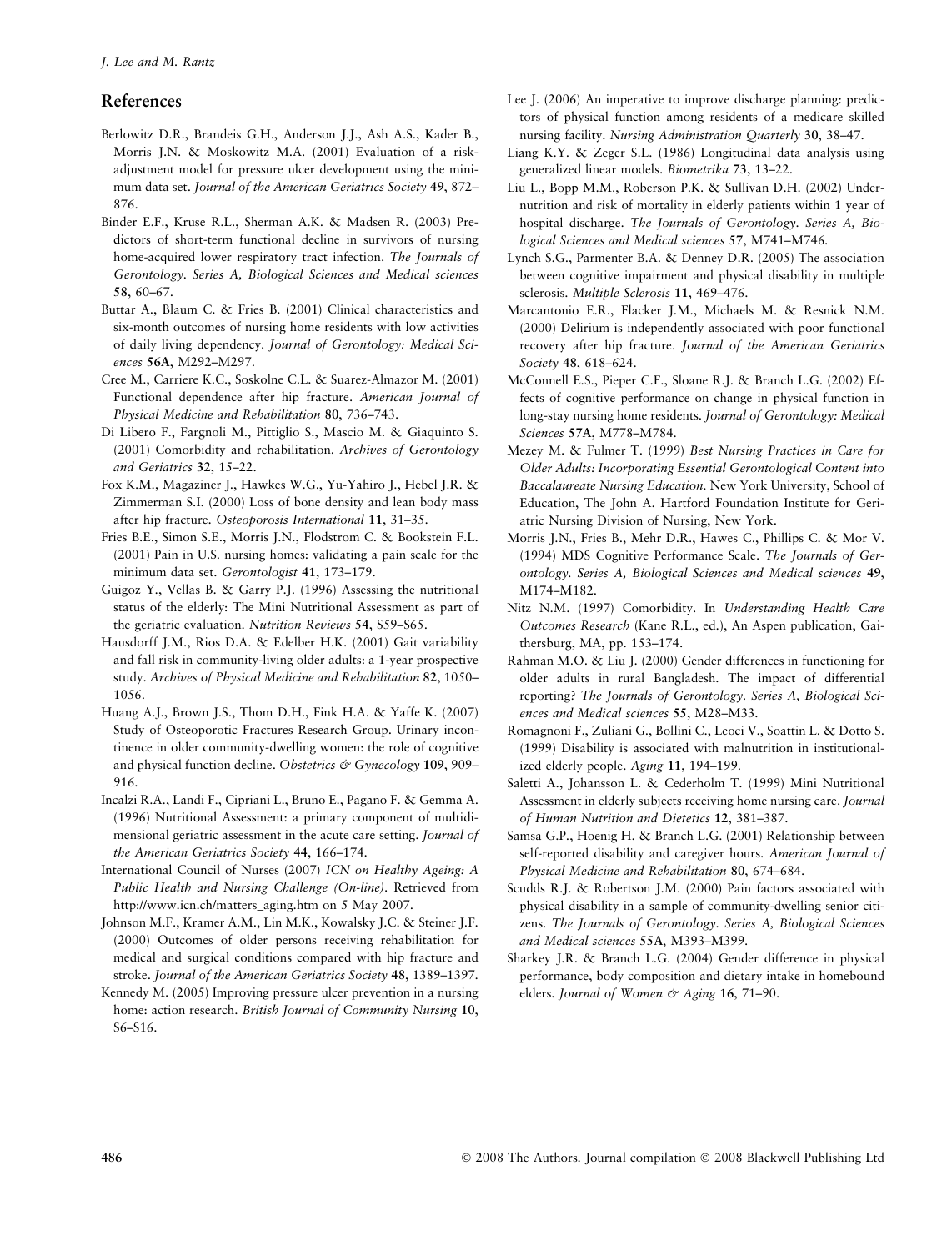## References

Berlowitz D.R., Brandeis G.H., Anderson J.J., Ash A.S., Kader B., Morris J.N. & Moskowitz M.A. (2001) Evaluation of a risk-adjustment model for pressure ulcer development using the minimum data set. *Journal of the American Geriatrics Society* **49**, 872–876.

Binder E.F., Kruse R.L., Sherman A.K. & Madsen R. (2003) Predictors of short-term functional decline in survivors of nursing home-acquired lower respiratory tract infection. *The Journals of Gerontology. Series A, Biological Sciences and Medical sciences* **58**, 60–67.

Buttar A., Blaum C. & Fries B. (2001) Clinical characteristics and six-month outcomes of nursing home residents with low activities of daily living dependency. *Journal of Gerontology: Medical Sciences* **56A**, M292–M297.

Cree M., Carriere K.C., Soskolne C.L. & Suarez-Almazor M. (2001) Functional dependence after hip fracture. *American Journal of Physical Medicine and Rehabilitation* **80**, 736–743.

Di Libero F., Fargnoli M., Pittiglio S., Mascio M. & Giaquinto S. (2001) Comorbidity and rehabilitation. *Archives of Gerontology and Geriatrics* **32**, 15–22.

Fox K.M., Magaziner J., Hawkes W.G., Yu-Yahiro J., Hebel J.R. & Zimmerman S.I. (2000) Loss of bone density and lean body mass after hip fracture. *Osteoporosis International* **11**, 31–35.

Fries B.E., Simon S.E., Morris J.N., Flodstrom C. & Bookstein F.L. (2001) Pain in U.S. nursing homes: validating a pain scale for the minimum data set. *Gerontologist* **41**, 173–179.

Guigoz Y., Vellas B. & Garry P.J. (1996) Assessing the nutritional status of the elderly: The Mini Nutritional Assessment as part of the geriatric evaluation. *Nutrition Reviews* **54**, S59–S65.

Hausdorff J.M., Rios D.A. & Edelber H.K. (2001) Gait variability and fall risk in community-living older adults: a 1-year prospective study. *Archives of Physical Medicine and Rehabilitation* **82**, 1050–1056.

Huang A.J., Brown J.S., Thom D.H., Fink H.A. & Yaffe K. (2007) Study of Osteoporotic Fractures Research Group. Urinary incontinence in older community-dwelling women: the role of cognitive and physical function decline. *Obstetrics & Gynecology* **109**, 909–916.

Incalzi R.A., Landi F., Cipriani L., Bruno E., Pagano F. & Gemma A. (1996) Nutritional Assessment: a primary component of multidimensional geriatric assessment in the acute care setting. *Journal of the American Geriatrics Society* **44**, 166–174.

International Council of Nurses (2007) *ICN on Healthy Ageing: A Public Health and Nursing Challenge (On-line)*. Retrieved from http://www.icn.ch/matters_aging.htm on 5 May 2007.

Johnson M.F., Kramer A.M., Lin M.K., Kowalsky J.C. & Steiner J.F. (2000) Outcomes of older persons receiving rehabilitation for medical and surgical conditions compared with hip fracture and stroke. *Journal of the American Geriatrics Society* **48**, 1389–1397.

Kennedy M. (2005) Improving pressure ulcer prevention in a nursing home: action research. *British Journal of Community Nursing* **10**, S6–S16.

Lee J. (2006) An imperative to improve discharge planning: predictors of physical function among residents of a medicare skilled nursing facility. *Nursing Administration Quarterly* **30**, 38–47.

Liang K.Y. & Zeger S.L. (1986) Longitudinal data analysis using generalized linear models. *Biometrika* **73**, 13–22.

Liu L., Bopp M.M., Roberson P.K. & Sullivan D.H. (2002) Undernutrition and risk of mortality in elderly patients within 1 year of hospital discharge. *The Journals of Gerontology. Series A, Biological Sciences and Medical sciences* **57**, M741–M746.

Lynch S.G., Parmenter B.A. & Denney D.R. (2005) The association between cognitive impairment and physical disability in multiple sclerosis. *Multiple Sclerosis* **11**, 469–476.

Marcantonio E.R., Flacker J.M., Michaels M. & Resnick N.M. (2000) Delirium is independently associated with poor functional recovery after hip fracture. *Journal of the American Geriatrics Society* **48**, 618–624.

McConnell E.S., Pieper C.F., Sloane R.J. & Branch L.G. (2002) Effects of cognitive performance on change in physical function in long-stay nursing home residents. *Journal of Gerontology: Medical Sciences* **57A**, M778–M784.

Mezey M. & Fulmer T. (1999) *Best Nursing Practices in Care for Older Adults: Incorporating Essential Gerontological Content into Baccalaureate Nursing Education*. New York University, School of Education, The John A. Hartford Foundation Institute for Geriatric Nursing Division of Nursing, New York.

Morris J.N., Fries B., Mehr D.R., Hawes C., Phillips C. & Mor V. (1994) MDS Cognitive Performance Scale. *The Journals of Gerontology. Series A, Biological Sciences and Medical sciences* **49**, M174–M182.

Nitz N.M. (1997) Comorbidity. In *Understanding Health Care Outcomes Research* (Kane R.L., ed.), An Aspen publication, Gaithersburg, MA, pp. 153–174.

Rahman M.O. & Liu J. (2000) Gender differences in functioning for older adults in rural Bangladesh. The impact of differential reporting? *The Journals of Gerontology. Series A, Biological Sciences and Medical sciences* **55**, M28–M33.

Romagnoni F., Zuliani G., Bollini C., Leoci V., Soattin L. & Dotto S. (1999) Disability is associated with malnutrition in institutionalized elderly people. *Aging* **11**, 194–199.

Saletti A., Johansson L. & Cederholm T. (1999) Mini Nutritional Assessment in elderly subjects receiving home nursing care. *Journal of Human Nutrition and Dietetics* **12**, 381–387.

Samsa G.P., Hoenig H. & Branch L.G. (2001) Relationship between self-reported disability and caregiver hours. *American Journal of Physical Medicine and Rehabilitation* **80**, 674–684.

Scudds R.J. & Robertson J.M. (2000) Pain factors associated with physical disability in a sample of community-dwelling senior citizens. *The Journals of Gerontology. Series A, Biological Sciences and Medical sciences* **55A**, M393–M399.

Sharkey J.R. & Branch L.G. (2004) Gender difference in physical performance, body composition and dietary intake in homebound elders. *Journal of Women & Aging* **16**, 71–90.